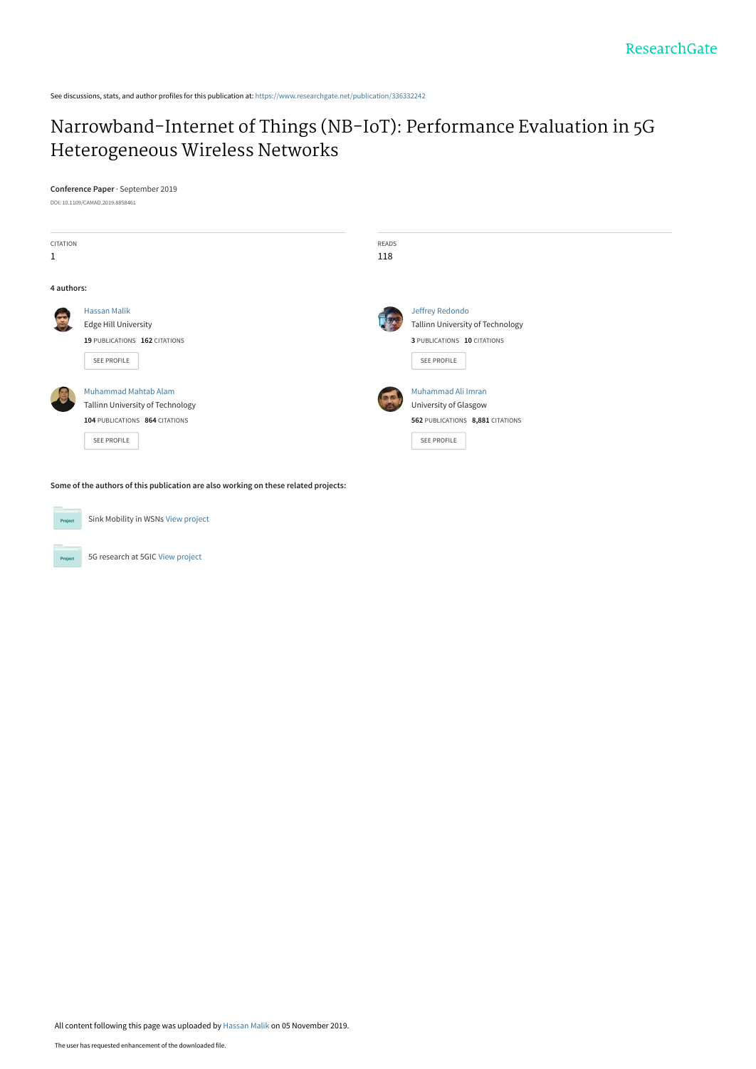See discussions, stats, and author profiles for this publication at: https://www.researchgate.net/publication/336332242

# Narrowband-Internet of Things (NB-IoT): Performance Evaluation in 5G Heterogeneous Wireless Networks

**Conference Paper** · September 2019

DOI: 10.1109/CAMAD.2019.8858461

CITATION
1

READS
118

**4 authors:**

Hassan Malik
Edge Hill University
**19** PUBLICATIONS **162** CITATIONS
SEE PROFILE

Jeffrey Redondo
Tallinn University of Technology
**3** PUBLICATIONS **10** CITATIONS
SEE PROFILE

Muhammad Mahtab Alam
Tallinn University of Technology
**104** PUBLICATIONS **864** CITATIONS
SEE PROFILE

Muhammad Ali Imran
University of Glasgow
**562** PUBLICATIONS **8,881** CITATIONS
SEE PROFILE

**Some of the authors of this publication are also working on these related projects:**

Sink Mobility in WSNs View project

5G research at 5GIC View project

All content following this page was uploaded by Hassan Malik on 05 November 2019.

The user has requested enhancement of the downloaded file.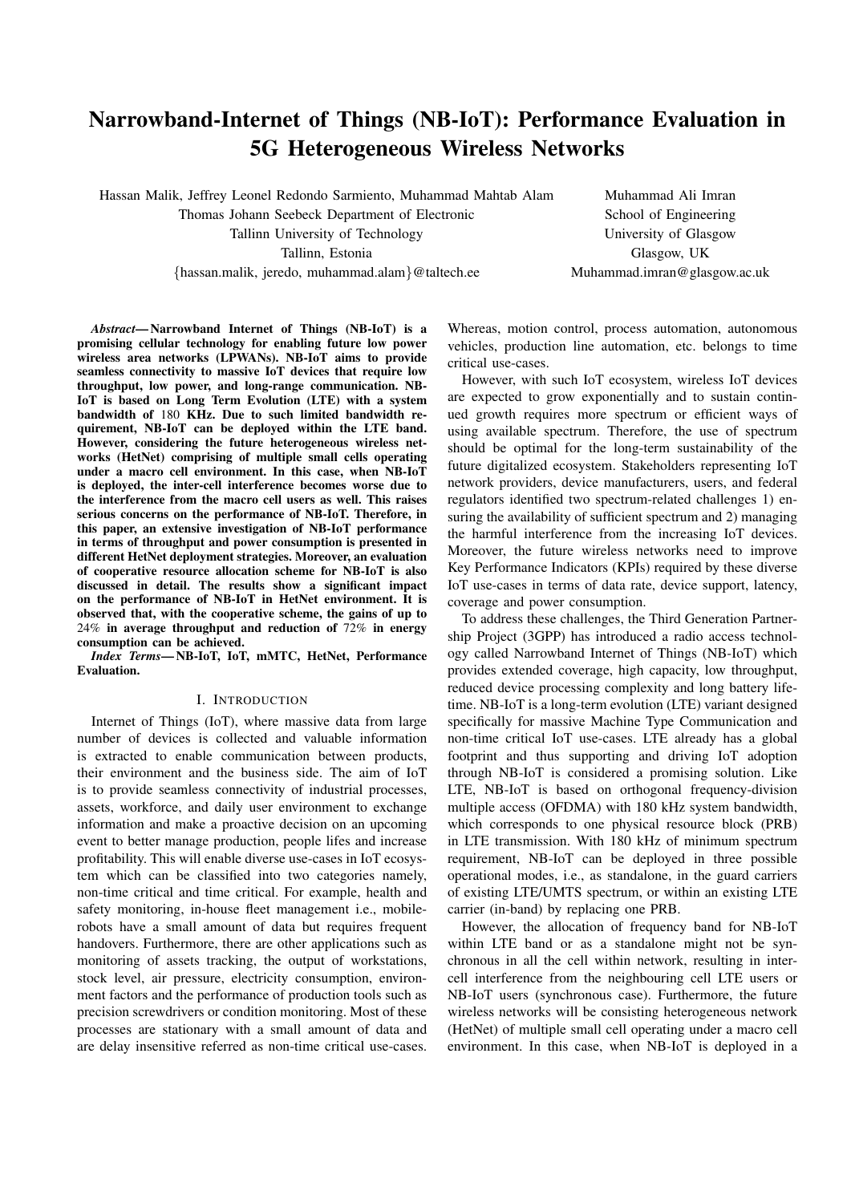# Narrowband-Internet of Things (NB-IoT): Performance Evaluation in 5G Heterogeneous Wireless Networks

Hassan Malik, Jeffrey Leonel Redondo Sarmiento, Muhammad Mahtab Alam
Thomas Johann Seebeck Department of Electronic
Tallinn University of Technology
Tallinn, Estonia
{hassan.malik, jeredo, muhammad.alam}@taltech.ee

Muhammad Ali Imran
School of Engineering
University of Glasgow
Glasgow, UK
Muhammad.imran@glasgow.ac.uk

***Abstract*— Narrowband Internet of Things (NB-IoT) is a promising cellular technology for enabling future low power wireless area networks (LPWANs). NB-IoT aims to provide seamless connectivity to massive IoT devices that require low throughput, low power, and long-range communication. NB-IoT is based on Long Term Evolution (LTE) with a system bandwidth of 180 KHz. Due to such limited bandwidth requirement, NB-IoT can be deployed within the LTE band. However, considering the future heterogeneous wireless networks (HetNet) comprising of multiple small cells operating under a macro cell environment. In this case, when NB-IoT is deployed, the inter-cell interference becomes worse due to the interference from the macro cell users as well. This raises serious concerns on the performance of NB-IoT. Therefore, in this paper, an extensive investigation of NB-IoT performance in terms of throughput and power consumption is presented in different HetNet deployment strategies. Moreover, an evaluation of cooperative resource allocation scheme for NB-IoT is also discussed in detail. The results show a significant impact on the performance of NB-IoT in HetNet environment. It is observed that, with the cooperative scheme, the gains of up to 24% in average throughput and reduction of 72% in energy consumption can be achieved.**

***Index Terms*— NB-IoT, IoT, mMTC, HetNet, Performance Evaluation.**

## I. Introduction

Internet of Things (IoT), where massive data from large number of devices is collected and valuable information is extracted to enable communication between products, their environment and the business side. The aim of IoT is to provide seamless connectivity of industrial processes, assets, workforce, and daily user environment to exchange information and make a proactive decision on an upcoming event to better manage production, people lifes and increase profitability. This will enable diverse use-cases in IoT ecosystem which can be classified into two categories namely, non-time critical and time critical. For example, health and safety monitoring, in-house fleet management i.e., mobile-robots have a small amount of data but requires frequent handovers. Furthermore, there are other applications such as monitoring of assets tracking, the output of workstations, stock level, air pressure, electricity consumption, environment factors and the performance of production tools such as precision screwdrivers or condition monitoring. Most of these processes are stationary with a small amount of data and are delay insensitive referred as non-time critical use-cases. Whereas, motion control, process automation, autonomous vehicles, production line automation, etc. belongs to time critical use-cases.

However, with such IoT ecosystem, wireless IoT devices are expected to grow exponentially and to sustain continued growth requires more spectrum or efficient ways of using available spectrum. Therefore, the use of spectrum should be optimal for the long-term sustainability of the future digitalized ecosystem. Stakeholders representing IoT network providers, device manufacturers, users, and federal regulators identified two spectrum-related challenges 1) ensuring the availability of sufficient spectrum and 2) managing the harmful interference from the increasing IoT devices. Moreover, the future wireless networks need to improve Key Performance Indicators (KPIs) required by these diverse IoT use-cases in terms of data rate, device support, latency, coverage and power consumption.

To address these challenges, the Third Generation Partnership Project (3GPP) has introduced a radio access technology called Narrowband Internet of Things (NB-IoT) which provides extended coverage, high capacity, low throughput, reduced device processing complexity and long battery lifetime. NB-IoT is a long-term evolution (LTE) variant designed specifically for massive Machine Type Communication and non-time critical IoT use-cases. LTE already has a global footprint and thus supporting and driving IoT adoption through NB-IoT is considered a promising solution. Like LTE, NB-IoT is based on orthogonal frequency-division multiple access (OFDMA) with 180 kHz system bandwidth, which corresponds to one physical resource block (PRB) in LTE transmission. With 180 kHz of minimum spectrum requirement, NB-IoT can be deployed in three possible operational modes, i.e., as standalone, in the guard carriers of existing LTE/UMTS spectrum, or within an existing LTE carrier (in-band) by replacing one PRB.

However, the allocation of frequency band for NB-IoT within LTE band or as a standalone might not be synchronous in all the cell within network, resulting in inter-cell interference from the neighbouring cell LTE users or NB-IoT users (synchronous case). Furthermore, the future wireless networks will be consisting heterogeneous network (HetNet) of multiple small cell operating under a macro cell environment. In this case, when NB-IoT is deployed in a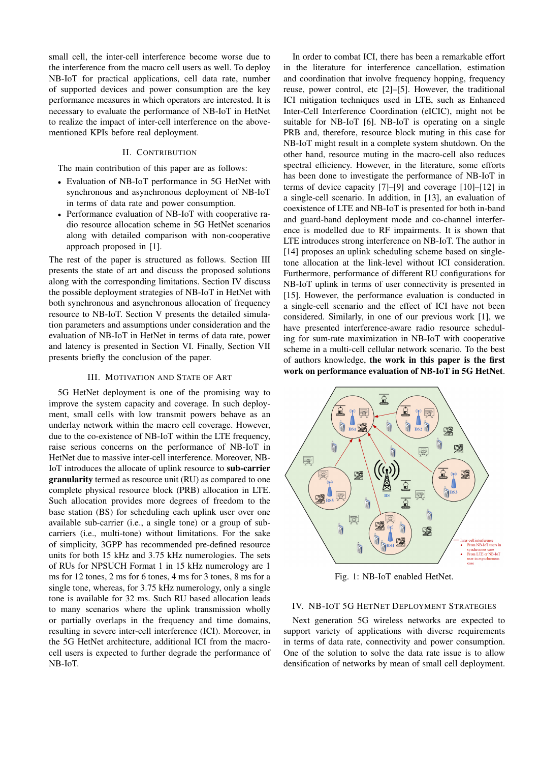small cell, the inter-cell interference become worse due to the interference from the macro cell users as well. To deploy NB-IoT for practical applications, cell data rate, number of supported devices and power consumption are the key performance measures in which operators are interested. It is necessary to evaluate the performance of NB-IoT in HetNet to realize the impact of inter-cell interference on the above-mentioned KPIs before real deployment.

## II. Contribution

The main contribution of this paper are as follows:

- Evaluation of NB-IoT performance in 5G HetNet with synchronous and asynchronous deployment of NB-IoT in terms of data rate and power consumption.
- Performance evaluation of NB-IoT with cooperative radio resource allocation scheme in 5G HetNet scenarios along with detailed comparison with non-cooperative approach proposed in [1].

The rest of the paper is structured as follows. Section III presents the state of art and discuss the proposed solutions along with the corresponding limitations. Section IV discuss the possible deployment strategies of NB-IoT in HetNet with both synchronous and asynchronous allocation of frequency resource to NB-IoT. Section V presents the detailed simulation parameters and assumptions under consideration and the evaluation of NB-IoT in HetNet in terms of data rate, power and latency is presented in Section VI. Finally, Section VII presents briefly the conclusion of the paper.

## III. Motivation and State of Art

5G HetNet deployment is one of the promising way to improve the system capacity and coverage. In such deployment, small cells with low transmit powers behave as an underlay network within the macro cell coverage. However, due to the co-existence of NB-IoT within the LTE frequency, raise serious concerns on the performance of NB-IoT in HetNet due to massive inter-cell interference. Moreover, NB-IoT introduces the allocate of uplink resource to **sub-carrier granularity** termed as resource unit (RU) as compared to one complete physical resource block (PRB) allocation in LTE. Such allocation provides more degrees of freedom to the base station (BS) for scheduling each uplink user over one available sub-carrier (i.e., a single tone) or a group of sub-carriers (i.e., multi-tone) without limitations. For the sake of simplicity, 3GPP has recommended pre-defined resource units for both 15 kHz and 3.75 kHz numerologies. The sets of RUs for NPSUCH Format 1 in 15 kHz numerology are 1 ms for 12 tones, 2 ms for 6 tones, 4 ms for 3 tones, 8 ms for a single tone, whereas, for 3.75 kHz numerology, only a single tone is available for 32 ms. Such RU based allocation leads to many scenarios where the uplink transmission wholly or partially overlaps in the frequency and time domains, resulting in severe inter-cell interference (ICI). Moreover, in the 5G HetNet architecture, additional ICI from the macro-cell users is expected to further degrade the performance of NB-IoT.

In order to combat ICI, there has been a remarkable effort in the literature for interference cancellation, estimation and coordination that involve frequency hopping, frequency reuse, power control, etc [2]–[5]. However, the traditional ICI mitigation techniques used in LTE, such as Enhanced Inter-Cell Interference Coordination (eICIC), might not be suitable for NB-IoT [6]. NB-IoT is operating on a single PRB and, therefore, resource block muting in this case for NB-IoT might result in a complete system shutdown. On the other hand, resource muting in the macro-cell also reduces spectral efficiency. However, in the literature, some efforts has been done to investigate the performance of NB-IoT in terms of device capacity [7]–[9] and coverage [10]–[12] in a single-cell scenario. In addition, in [13], an evaluation of coexistence of LTE and NB-IoT is presented for both in-band and guard-band deployment mode and co-channel interference is modelled due to RF impairments. It is shown that LTE introduces strong interference on NB-IoT. The author in [14] proposes an uplink scheduling scheme based on single-tone allocation at the link-level without ICI consideration. Furthermore, performance of different NB-IoT configurations for NB-IoT uplink in terms of user connectivity is presented in [15]. However, the performance evaluation is conducted in a single-cell scenario and the effect of ICI have not been considered. Similarly, in one of our previous work [1], we have presented interference-aware radio resource scheduling for sum-rate maximization in NB-IoT with cooperative scheme in a multi-cell cellular network scenario. To the best of authors knowledge, **the work in this paper is the first work on performance evaluation of NB-IoT in 5G HetNet**.

Fig. 1: NB-IoT enabled HetNet.

## IV. NB-IoT 5G HetNet Deployment Strategies

Next generation 5G wireless networks are expected to support variety of applications with diverse requirements in terms of data rate, connectivity and power consumption. One of the solution to solve the data rate issue is to allow densification of networks by mean of small cell deployment.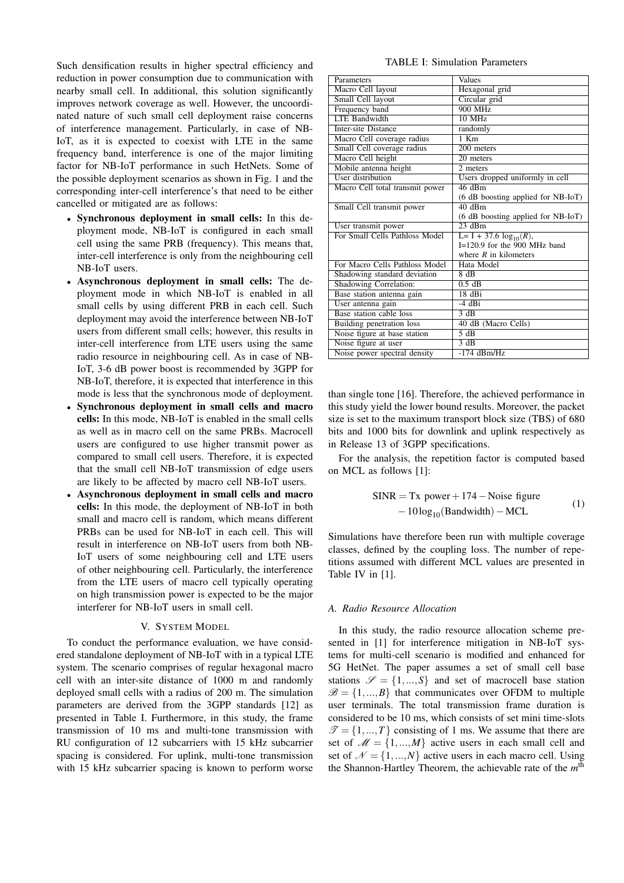Such densification results in higher spectral efficiency and reduction in power consumption due to communication with nearby small cell. In additional, this solution significantly improves network coverage as well. However, the uncoordinated nature of such small cell deployment raise concerns of interference management. Particularly, in case of NB-IoT, as it is expected to coexist with LTE in the same frequency band, interference is one of the major limiting factor for NB-IoT performance in such HetNets. Some of the possible deployment scenarios as shown in Fig. 1 and the corresponding inter-cell interference's that need to be either cancelled or mitigated are as follows:

- **Synchronous deployment in small cells:** In this deployment mode, NB-IoT is configured in each small cell using the same PRB (frequency). This means that, inter-cell interference is only from the neighbouring cell NB-IoT users.
- **Asynchronous deployment in small cells:** The deployment mode in which NB-IoT is enabled in all small cells by using different PRB in each cell. Such deployment may avoid the interference between NB-IoT users from different small cells; however, this results in inter-cell interference from LTE users using the same radio resource in neighbouring cell. As in case of NB-IoT, 3-6 dB power boost is recommended by 3GPP for NB-IoT, therefore, it is expected that interference in this mode is less that the synchronous mode of deployment.
- **Synchronous deployment in small cells and macro cells:** In this mode, NB-IoT is enabled in the small cells as well as in macro cell on the same PRBs. Macrocell users are configured to use higher transmit power as compared to small cell users. Therefore, it is expected that the small cell NB-IoT transmission of edge users are likely to be affected by macro cell NB-IoT users.
- **Asynchronous deployment in small cells and macro cells:** In this mode, the deployment of NB-IoT in both small and macro cell is random, which means different PRBs can be used for NB-IoT in each cell. This will result in interference on NB-IoT users from both NB-IoT users of some neighbouring cell and LTE users of other neighbouring cell. Particularly, the interference from the LTE users of macro cell typically operating on high transmission power is expected to be the major interferer for NB-IoT users in small cell.

## V. System Model

To conduct the performance evaluation, we have considered standalone deployment of NB-IoT with in a typical LTE system. The scenario comprises of regular hexagonal macro cell with an inter-site distance of 1000 m and randomly deployed small cells with a radius of 200 m. The simulation parameters are derived from the 3GPP standards [12] as presented in Table I. Furthermore, in this study, the frame transmission of 10 ms and multi-tone transmission with RU configuration of 12 subcarriers with 15 kHz subcarrier spacing is considered. For uplink, multi-tone transmission with 15 kHz subcarrier spacing is known to perform worse than single tone [16]. Therefore, the achieved performance in this study yield the lower bound results. Moreover, the packet size is set to the maximum transport block size (TBS) of 680 bits and 1000 bits for downlink and uplink respectively as in Release 13 of 3GPP specifications.

TABLE I: Simulation Parameters

| Parameters | Values |
|---|---|
| Macro Cell layout | Hexagonal grid |
| Small Cell layout | Circular grid |
| Frequency band | 900 MHz |
| LTE Bandwidth | 10 MHz |
| Inter-site Distance | randomly |
| Macro Cell coverage radius | 1 Km |
| Small Cell coverage radius | 200 meters |
| Macro Cell height | 20 meters |
| Mobile antenna height | 2 meters |
| User distribution | Users dropped uniformly in cell |
| Macro Cell total transmit power | 46 dBm (6 dB boosting applied for NB-IoT) |
| Small Cell transmit power | 40 dBm (6 dB boosting applied for NB-IoT) |
| User transmit power | 23 dBm |
| For Small Cells Pathloss Model | L= I + 37.6 $\log_{10}(R)$, I=120.9 for the 900 MHz band where $R$ in kilometers |
| For Macro Cells Pathloss Model | Hata Model |
| Shadowing standard deviation | 8 dB |
| Shadowing Correlation: | 0.5 dB |
| Base station antenna gain | 18 dBi |
| User antenna gain | -4 dBi |
| Base station cable loss | 3 dB |
| Building penetration loss | 40 dB (Macro Cells) |
| Noise figure at base station | 5 dB |
| Noise figure at user | 3 dB |
| Noise power spectral density | -174 dBm/Hz |

For the analysis, the repetition factor is computed based on MCL as follows [1]:

$$\begin{aligned} \text{SINR} = \text{Tx power} + 174 - \text{Noise figure} \\ - 10\log_{10}(\text{Bandwidth}) - \text{MCL} \end{aligned} \tag{1}$$

Simulations have therefore been run with multiple coverage classes, defined by the coupling loss. The number of repetitions assumed with different MCL values are presented in Table IV in [1].

### A. Radio Resource Allocation

In this study, the radio resource allocation scheme presented in [1] for interference mitigation in NB-IoT systems for multi-cell scenario is modified and enhanced for 5G HetNet. The paper assumes a set of small cell base stations $\mathscr{S} = \{1,...,S\}$ and set of macrocell base station $\mathscr{B} = \{1,...,B\}$ that communicates over OFDM to multiple user terminals. The total transmission frame duration is considered to be 10 ms, which consists of set mini time-slots $\mathscr{T} = \{1,...,T\}$ consisting of 1 ms. We assume that there are set of $\mathscr{M} = \{1,...,M\}$ active users in each small cell and set of $\mathscr{N} = \{1,...,N\}$ active users in each macro cell. Using the Shannon-Hartley Theorem, the achievable rate of the $m^{\text{th}}$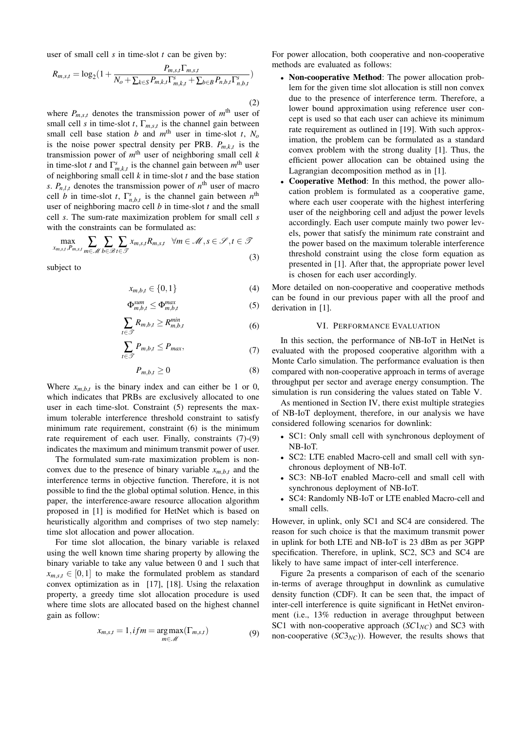user of small cell $s$ in time-slot $t$ can be given by:

$$R_{m,s,t} = \log_2(1 + \frac{P_{m,s,t}\Gamma_{m,s,t}}{N_o + \sum_{k\in S} P_{m,k,t}\Gamma^s_{m,k,t} + \sum_{b\in B} P_{n,b,t}\Gamma^s_{n,b,t}}) \tag{2}$$

where $P_{m,s,t}$ denotes the transmission power of $m^{\text{th}}$ user of small cell $s$ in time-slot $t$, $\Gamma_{m,s,t}$ is the channel gain between small cell base station $b$ and $m^{\text{th}}$ user in time-slot $t$, $N_o$ is the noise power spectral density per PRB. $P_{m,k,t}$ is the transmission power of $m^{\text{th}}$ user of neighboring small cell $k$ in time-slot $t$ and $\Gamma^s_{m,k,t}$ is the channel gain between $m^{\text{th}}$ user of neighboring small cell $k$ in time-slot $t$ and the base station $s$. $P_{n,l,t}$ denotes the transmission power of $n^{\text{th}}$ user of macro cell $b$ in time-slot $t$, $\Gamma^s_{n,b,t}$ is the channel gain between $n^{\text{th}}$ user of neighboring macro cell $b$ in time-slot $t$ and the small cell $s$. The sum-rate maximization problem for small cell $s$ with the constraints can be formulated as:

$$\max_{x_{m,s,t}, P_{m,s,t}} \sum_{m\in\mathscr{M}} \sum_{b\in\mathscr{B}} \sum_{t\in\mathscr{T}} x_{m,s,t} R_{m,s,t} \quad \forall m \in \mathscr{M}, s \in \mathscr{S}, t \in \mathscr{T} \tag{3}$$

subject to

$$x_{m,b,t} \in \{0,1\} \tag{4}$$

$$\Phi^{sum}_{m,b,t} \leq \Phi^{max}_{m,b,t} \tag{5}$$

$$\sum_{t\in\mathscr{T}} R_{m,b,t} \geq R^{min}_{m,b,t} \tag{6}$$

$$\sum_{t\in\mathscr{T}} P_{m,b,t} \leq P_{max}, \tag{7}$$

$$P_{m,b,t} \geq 0 \tag{8}$$

Where $x_{m,b,t}$ is the binary index and can either be 1 or 0, which indicates that PRBs are exclusively allocated to one user in each time-slot. Constraint (5) represents the maximum tolerable interference threshold constraint to satisfy minimum rate requirement, constraint (6) is the minimum rate requirement of each user. Finally, constraints (7)-(9) indicates the maximum and minimum transmit power of user.

The formulated sum-rate maximization problem is non-convex due to the presence of binary variable $x_{m,b,t}$ and the interference terms in objective function. Therefore, it is not possible to find the the global optimal solution. Hence, in this paper, the interference-aware resource allocation algorithm proposed in [1] is modified for HetNet which is based on heuristically algorithm and comprises of two step namely: time slot allocation and power allocation.

For time slot allocation, the binary variable is relaxed using the well known time sharing property by allowing the binary variable to take any value between 0 and 1 such that $x_{m,s,t} \in [0,1]$ to make the formulated problem as standard convex optimization as in [17], [18]. Using the relaxation property, a greedy time slot allocation procedure is used where time slots are allocated based on the highest channel gain as follow:

$$x_{m,s,t} = 1, if m = \arg\max_{m\in\mathscr{M}}(\Gamma_{m,s,t}) \tag{9}$$

For power allocation, both cooperative and non-cooperative methods are evaluated as follows:

- **Non-cooperative Method**: The power allocation problem for the given time slot allocation is still non convex due to the presence of interference term. Therefore, a lower bound approximation using reference user concept is used so that each user can achieve its minimum rate requirement as outlined in [19]. With such approximation, the problem can be formulated as a standard convex problem with the strong duality [1]. Thus, the efficient power allocation can be obtained using the Lagrangian decomposition method as in [1].
- **Cooperative Method**: In this method, the power allocation problem is formulated as a cooperative game, where each user cooperate with the highest interfering user of the neighboring cell and adjust the power levels accordingly. Each user compute mainly two power levels, power that satisfy the minimum rate constraint and the power based on the maximum tolerable interference threshold constraint using the close form equation as presented in [1]. After that, the appropriate power level is chosen for each user accordingly.

More detailed on non-cooperative and cooperative methods can be found in our previous paper with all the proof and derivation in [1].

## VI. Performance Evaluation

In this section, the performance of NB-IoT in HetNet is evaluated with the proposed cooperative algorithm with a Monte Carlo simulation. The performance evaluation is then compared with non-cooperative approach in terms of average throughput per sector and average energy consumption. The simulation is run considering the values stated on Table V.

As mentioned in Section IV, there exist multiple strategies of NB-IoT deployment, therefore, in our analysis we have considered following scenarios for downlink:

- SC1: Only small cell with synchronous deployment of NB-IoT.
- SC2: LTE enabled Macro-cell and small cell with synchronous deployment of NB-IoT.
- SC3: NB-IoT enabled Macro-cell and small cell with synchronous deployment of NB-IoT.
- SC4: Randomly NB-IoT or LTE enabled Macro-cell and small cells.

However, in uplink, only SC1 and SC4 are considered. The reason for such choice is that the maximum transmit power in uplink for both LTE and NB-IoT is 23 dBm as per 3GPP specification. Therefore, in uplink, SC2, SC3 and SC4 are likely to have same impact of inter-cell interference.

Figure 2a presents a comparison of each of the scenario in-terms of average throughput in downlink as cumulative density function (CDF). It can be seen that, the impact of inter-cell interference is quite significant in HetNet environment (i.e., 13% reduction in average throughput between SC1 with non-cooperative approach ($SC1_{NC}$) and SC3 with non-cooperative ($SC3_{NC}$)). However, the results shows that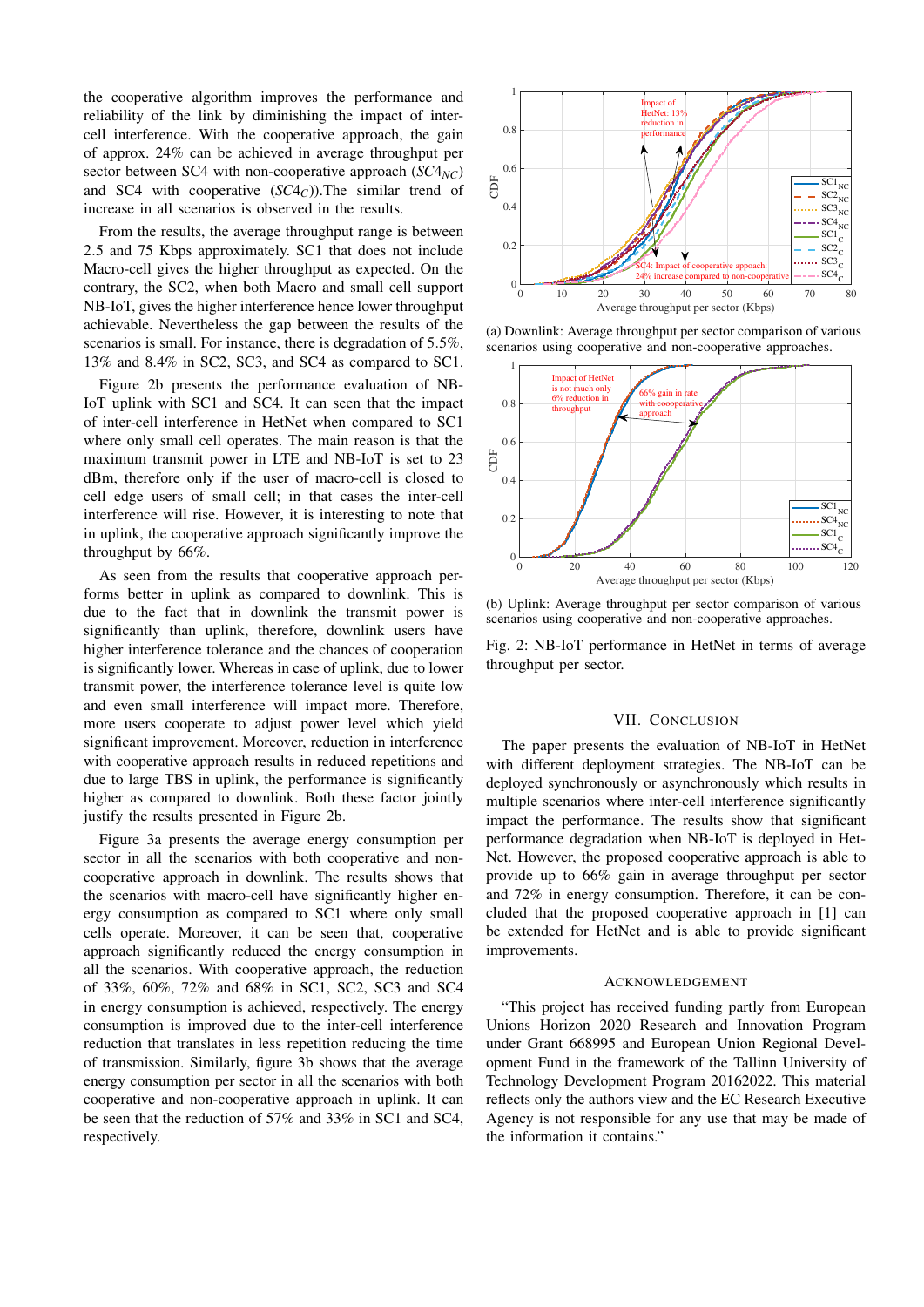the cooperative algorithm improves the performance and reliability of the link by diminishing the impact of inter-cell interference. With the cooperative approach, the gain of approx. 24% can be achieved in average throughput per sector between SC4 with non-cooperative approach ($SC4_{NC}$) and SC4 with cooperative ($SC4_{C}$).The similar trend of increase in all scenarios is observed in the results.

From the results, the average throughput range is between 2.5 and 75 Kbps approximately. SC1 that does not include Macro-cell gives the higher throughput as expected. On the contrary, the SC2, when both Macro and small cell support NB-IoT, gives the higher interference hence lower throughput achievable. Nevertheless the gap between the results of the scenarios is small. For instance, there is degradation of 5.5%, 13% and 8.4% in SC2, SC3, and SC4 as compared to SC1.

Figure 2b presents the performance evaluation of NB-IoT uplink with SC1 and SC4. It can seen that the impact of inter-cell interference in HetNet when compared to SC1 where only small cell operates. The main reason is that the maximum transmit power in LTE and NB-IoT is set to 23 dBm, therefore only if the user of macro-cell is closed to cell edge users of small cell; in that cases the inter-cell interference will rise. However, it is interesting to note that in uplink, the cooperative approach significantly improve the throughput by 66%.

As seen from the results that cooperative approach performs better in uplink as compared to downlink. This is due to the fact that in downlink the transmit power is significantly than uplink, therefore, downlink users have higher interference tolerance and the chances of cooperation is significantly lower. Whereas in case of uplink, due to lower transmit power, the interference tolerance level is quite low and even small interference will impact more. Therefore, more users cooperate to adjust power level which yield significant improvement. Moreover, reduction in interference with cooperative approach results in reduced repetitions and due to large TBS in uplink, the performance is significantly higher as compared to downlink. Both these factor jointly justify the results presented in Figure 2b.

Figure 3a presents the average energy consumption per sector in all the scenarios with both cooperative and non-cooperative approach in downlink. The results shows that the scenarios with macro-cell have significantly higher energy consumption as compared to SC1 where only small cells operate. Moreover, it can be seen that, cooperative approach significantly reduced the energy consumption in all the scenarios. With cooperative approach, the reduction of 33%, 60%, 72% and 68% in SC1, SC2, SC3 and SC4 in energy consumption is achieved, respectively. The energy consumption is improved due to the inter-cell interference reduction that translates in less repetition reducing the time of transmission. Similarly, figure 3b shows that the average energy consumption per sector in all the scenarios with both cooperative and non-cooperative approach in uplink. It can be seen that the reduction of 57% and 33% in SC1 and SC4, respectively.

(a) Downlink: Average throughput per sector comparison of various scenarios using cooperative and non-cooperative approaches.

(b) Uplink: Average throughput per sector comparison of various scenarios using cooperative and non-cooperative approaches.

Fig. 2: NB-IoT performance in HetNet in terms of average throughput per sector.

## VII. Conclusion

The paper presents the evaluation of NB-IoT in HetNet with different deployment strategies. The NB-IoT can be deployed synchronously or asynchronously which results in multiple scenarios where inter-cell interference significantly impact the performance. The results show that significant performance degradation when NB-IoT is deployed in HetNet. However, the proposed cooperative approach is able to provide up to 66% gain in average throughput per sector and 72% in energy consumption. Therefore, it can be concluded that the proposed cooperative approach in [1] can be extended for HetNet and is able to provide significant improvements.

## Acknowledgement

"This project has received funding partly from European Unions Horizon 2020 Research and Innovation Program under Grant 668995 and European Union Regional Development Fund in the framework of the Tallinn University of Technology Development Program 20162022. This material reflects only the authors view and the EC Research Executive Agency is not responsible for any use that may be made of the information it contains."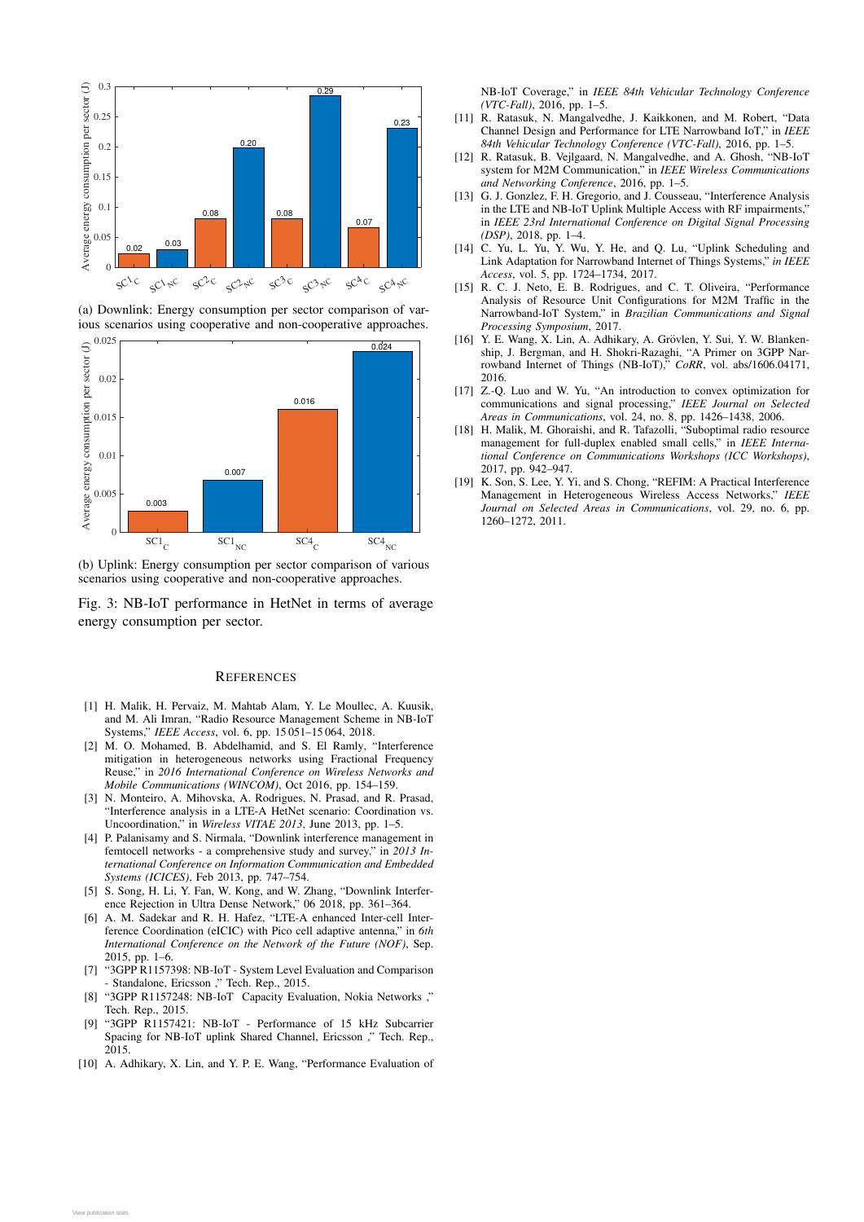Average energy consumption per sector (J)

0.3
0.25
0.2
0.15
0.1
0.05
0

0.02
0.03
0.08
0.20
0.08
0.29
0.07
0.23

$SC1_C$ $SC1_{NC}$ $SC2_C$ $SC2_{NC}$ $SC3_C$ $SC3_{NC}$ $SC4_C$ $SC4_{NC}$

(a) Downlink: Energy consumption per sector comparison of various scenarios using cooperative and non-cooperative approaches.

Average energy consumption per sector (J)

0.025
0.02
0.015
0.01
0.005
0

0.003
0.007
0.016
0.024

$SC1_C$ $SC1_{NC}$ $SC4_C$ $SC4_{NC}$

(b) Uplink: Energy consumption per sector comparison of various scenarios using cooperative and non-cooperative approaches.

Fig. 3: NB-IoT performance in HetNet in terms of average energy consumption per sector.

## REFERENCES

[1] H. Malik, H. Pervaiz, M. Mahtab Alam, Y. Le Moullec, A. Kuusik, and M. Ali Imran, "Radio Resource Management Scheme in NB-IoT Systems," *IEEE Access*, vol. 6, pp. 15 051–15 064, 2018.

[2] M. O. Mohamed, B. Abdelhamid, and S. El Ramly, "Interference mitigation in heterogeneous networks using Fractional Frequency Reuse," in *2016 International Conference on Wireless Networks and Mobile Communications (WINCOM)*, Oct 2016, pp. 154–159.

[3] N. Monteiro, A. Mihovska, A. Rodrigues, N. Prasad, and R. Prasad, "Interference analysis in a LTE-A HetNet scenario: Coordination vs. Uncoordination," in *Wireless VITAE 2013*, June 2013, pp. 1–5.

[4] P. Palanisamy and S. Nirmala, "Downlink interference management in femtocell networks - a comprehensive study and survey," in *2013 International Conference on Information Communication and Embedded Systems (ICICES)*, Feb 2013, pp. 747–754.

[5] S. Song, H. Li, Y. Fan, W. Kong, and W. Zhang, "Downlink Interference Rejection in Ultra Dense Network," 06 2018, pp. 361–364.

[6] A. M. Sadekar and R. H. Hafez, "LTE-A enhanced Inter-cell Interference Coordination (eICIC) with Pico cell adaptive antenna," in *6th International Conference on the Network of the Future (NOF)*, Sep. 2015, pp. 1–6.

[7] "3GPP R1157398: NB-IoT - System Level Evaluation and Comparison - Standalone, Ericsson ," Tech. Rep., 2015.

[8] "3GPP R1157248: NB-IoT Capacity Evaluation, Nokia Networks ," Tech. Rep., 2015.

[9] "3GPP R1157421: NB-IoT - Performance of 15 kHz Subcarrier Spacing for NB-IoT uplink Shared Channel, Ericsson ," Tech. Rep., 2015.

[10] A. Adhikary, X. Lin, and Y. P. E. Wang, "Performance Evaluation of NB-IoT Coverage," in *IEEE 84th Vehicular Technology Conference (VTC-Fall)*, 2016, pp. 1–5.

[11] R. Ratasuk, N. Mangalvedhe, J. Kaikkonen, and M. Robert, "Data Channel Design and Performance for LTE Narrowband IoT," in *IEEE 84th Vehicular Technology Conference (VTC-Fall)*, 2016, pp. 1–5.

[12] R. Ratasuk, B. Vejlgaard, N. Mangalvedhe, and A. Ghosh, "NB-IoT system for M2M Communication," in *IEEE Wireless Communications and Networking Conference*, 2016, pp. 1–5.

[13] G. J. Gonzlez, F. H. Gregorio, and J. Cousseau, "Interference Analysis in the LTE and NB-IoT Uplink Multiple Access with RF impairments," in *IEEE 23rd International Conference on Digital Signal Processing (DSP)*, 2018, pp. 1–4.

[14] C. Yu, L. Yu, Y. Wu, Y. He, and Q. Lu, "Uplink Scheduling and Link Adaptation for Narrowband Internet of Things Systems," *in IEEE Access*, vol. 5, pp. 1724–1734, 2017.

[15] R. C. J. Neto, E. B. Rodrigues, and C. T. Oliveira, "Performance Analysis of Resource Unit Configurations for M2M Traffic in the Narrowband-IoT System," in *Brazilian Communications and Signal Processing Symposium*, 2017.

[16] Y. E. Wang, X. Lin, A. Adhikary, A. Grövlen, Y. Sui, Y. W. Blankenship, J. Bergman, and H. Shokri-Razaghi, "A Primer on 3GPP Narrowband Internet of Things (NB-IoT)," *CoRR*, vol. abs/1606.04171, 2016.

[17] Z.-Q. Luo and W. Yu, "An introduction to convex optimization for communications and signal processing," *IEEE Journal on Selected Areas in Communications*, vol. 24, no. 8, pp. 1426–1438, 2006.

[18] H. Malik, M. Ghoraishi, and R. Tafazolli, "Suboptimal radio resource management for full-duplex enabled small cells," in *IEEE International Conference on Communications Workshops (ICC Workshops)*, 2017, pp. 942–947.

[19] K. Son, S. Lee, Y. Yi, and S. Chong, "REFIM: A Practical Interference Management in Heterogeneous Wireless Access Networks," *IEEE Journal on Selected Areas in Communications*, vol. 29, no. 6, pp. 1260–1272, 2011.